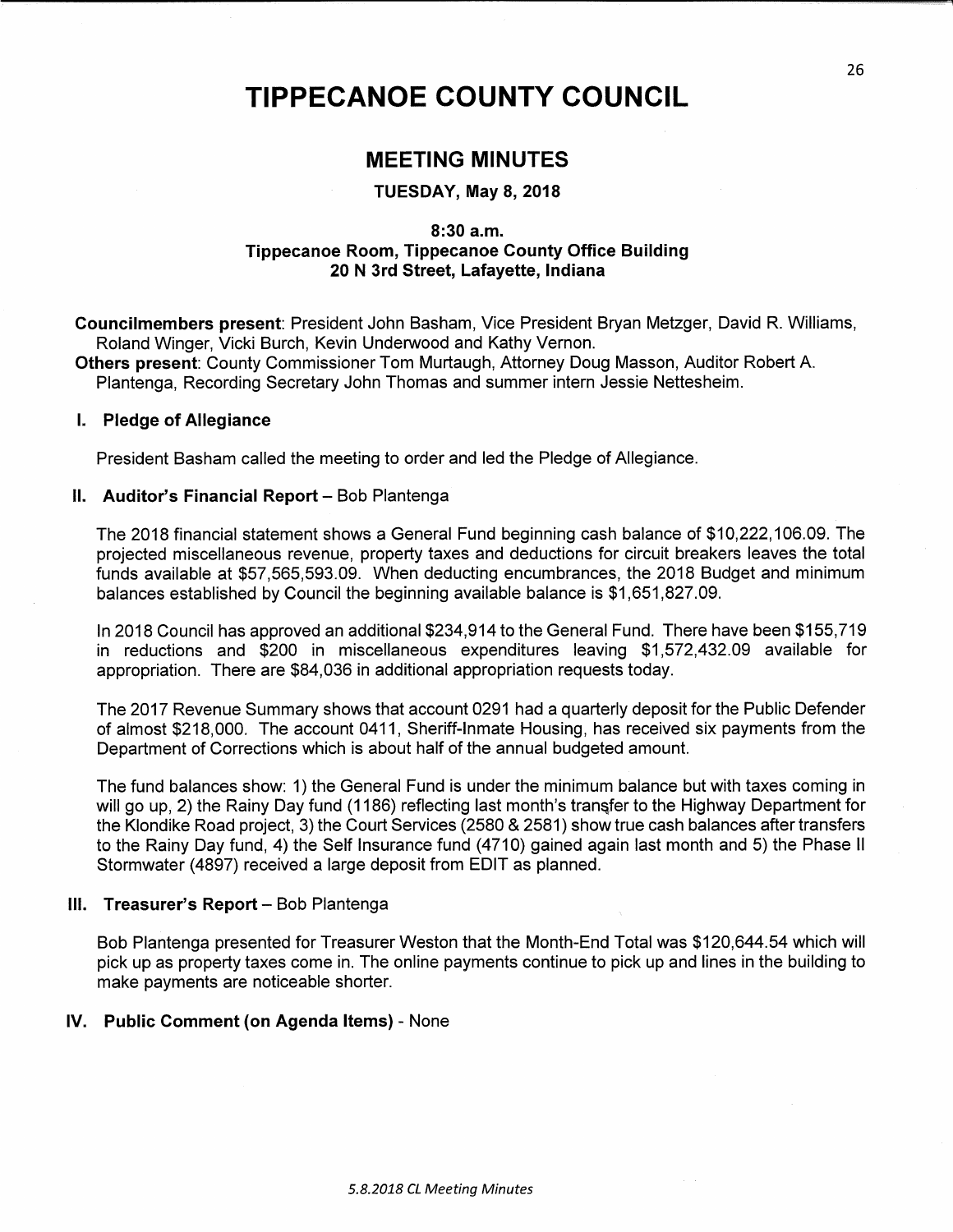# TIPPECANOE COUNTY COUNCIL

## MEETING MINUTES

### TUESDAY, May 8, 2018

**8:30 a.m.**
**Tippecanoe Room, Tippecanoe County Office Building**
**20 N 3rd Street, Lafayette, Indiana**

**Councilmembers present**: President John Basham, Vice President Bryan Metzger, David R. Williams, Roland Winger, Vicki Burch, Kevin Underwood and Kathy Vernon.
**Others present**: County Commissioner Tom Murtaugh, Attorney Doug Masson, Auditor Robert A. Plantenga, Recording Secretary John Thomas and summer intern Jessie Nettesheim.

### I. Pledge of Allegiance

President Basham called the meeting to order and led the Pledge of Allegiance.

### II. Auditor's Financial Report – Bob Plantenga

The 2018 financial statement shows a General Fund beginning cash balance of $10,222,106.09. The projected miscellaneous revenue, property taxes and deductions for circuit breakers leaves the total funds available at $57,565,593.09. When deducting encumbrances, the 2018 Budget and minimum balances established by Council the beginning available balance is $1,651,827.09.

In 2018 Council has approved an additional $234,914 to the General Fund. There have been $155,719 in reductions and $200 in miscellaneous expenditures leaving $1,572,432.09 available for appropriation. There are $84,036 in additional appropriation requests today.

The 2017 Revenue Summary shows that account 0291 had a quarterly deposit for the Public Defender of almost $218,000. The account 0411, Sheriff-Inmate Housing, has received six payments from the Department of Corrections which is about half of the annual budgeted amount.

The fund balances show: 1) the General Fund is under the minimum balance but with taxes coming in will go up, 2) the Rainy Day fund (1186) reflecting last month's transfer to the Highway Department for the Klondike Road project, 3) the Court Services (2580 & 2581) show true cash balances after transfers to the Rainy Day fund, 4) the Self Insurance fund (4710) gained again last month and 5) the Phase II Stormwater (4897) received a large deposit from EDIT as planned.

### III. Treasurer's Report – Bob Plantenga

Bob Plantenga presented for Treasurer Weston that the Month-End Total was $120,644.54 which will pick up as property taxes come in. The online payments continue to pick up and lines in the building to make payments are noticeable shorter.

### IV. Public Comment (on Agenda Items) - None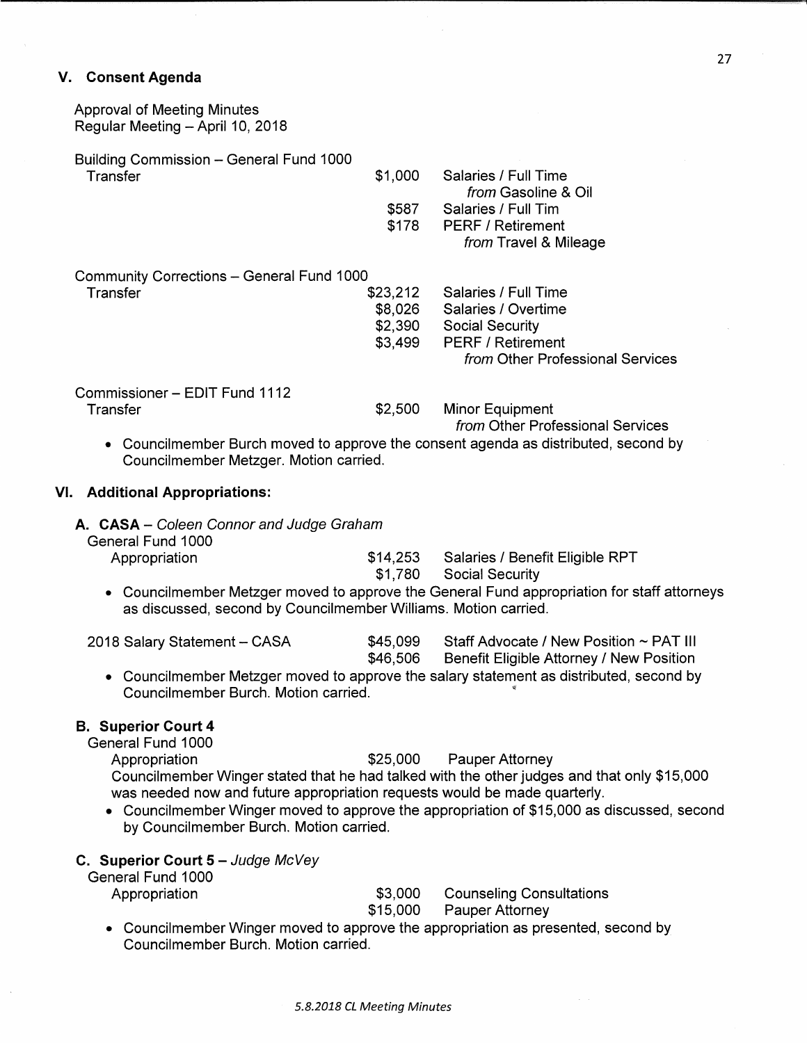## V. Consent Agenda

Approval of Meeting Minutes
Regular Meeting – April 10, 2018

Building Commission – General Fund 1000

| Transfer | $1,000 | Salaries / Full Time *from* Gasoline & Oil |
|---|---|---|
| | $587 | Salaries / Full Tim |
| | $178 | PERF / Retirement *from* Travel & Mileage |

Community Corrections – General Fund 1000

| Transfer | $23,212 | Salaries / Full Time |
|---|---|---|
| | $8,026 | Salaries / Overtime |
| | $2,390 | Social Security |
| | $3,499 | PERF / Retirement *from* Other Professional Services |

Commissioner – EDIT Fund 1112

| Transfer | $2,500 | Minor Equipment *from* Other Professional Services |
|---|---|---|

- Councilmember Burch moved to approve the consent agenda as distributed, second by Councilmember Metzger. Motion carried.

## VI. Additional Appropriations:

### A. CASA – *Coleen Connor and Judge Graham*

General Fund 1000

| Appropriation | $14,253 | Salaries / Benefit Eligible RPT |
|---|---|---|
| | $1,780 | Social Security |

- Councilmember Metzger moved to approve the General Fund appropriation for staff attorneys as discussed, second by Councilmember Williams. Motion carried.

| 2018 Salary Statement – CASA | $45,099 | Staff Advocate / New Position ~ PAT III |
|---|---|---|
| | $46,506 | Benefit Eligible Attorney / New Position |

- Councilmember Metzger moved to approve the salary statement as distributed, second by Councilmember Burch. Motion carried.

### B. Superior Court 4

General Fund 1000

| Appropriation | $25,000 | Pauper Attorney |
|---|---|---|

Councilmember Winger stated that he had talked with the other judges and that only $15,000 was needed now and future appropriation requests would be made quarterly.

- Councilmember Winger moved to approve the appropriation of $15,000 as discussed, second by Councilmember Burch. Motion carried.

### C. Superior Court 5 – *Judge McVey*

General Fund 1000

| Appropriation | $3,000 | Counseling Consultations |
|---|---|---|
| | $15,000 | Pauper Attorney |

- Councilmember Winger moved to approve the appropriation as presented, second by Councilmember Burch. Motion carried.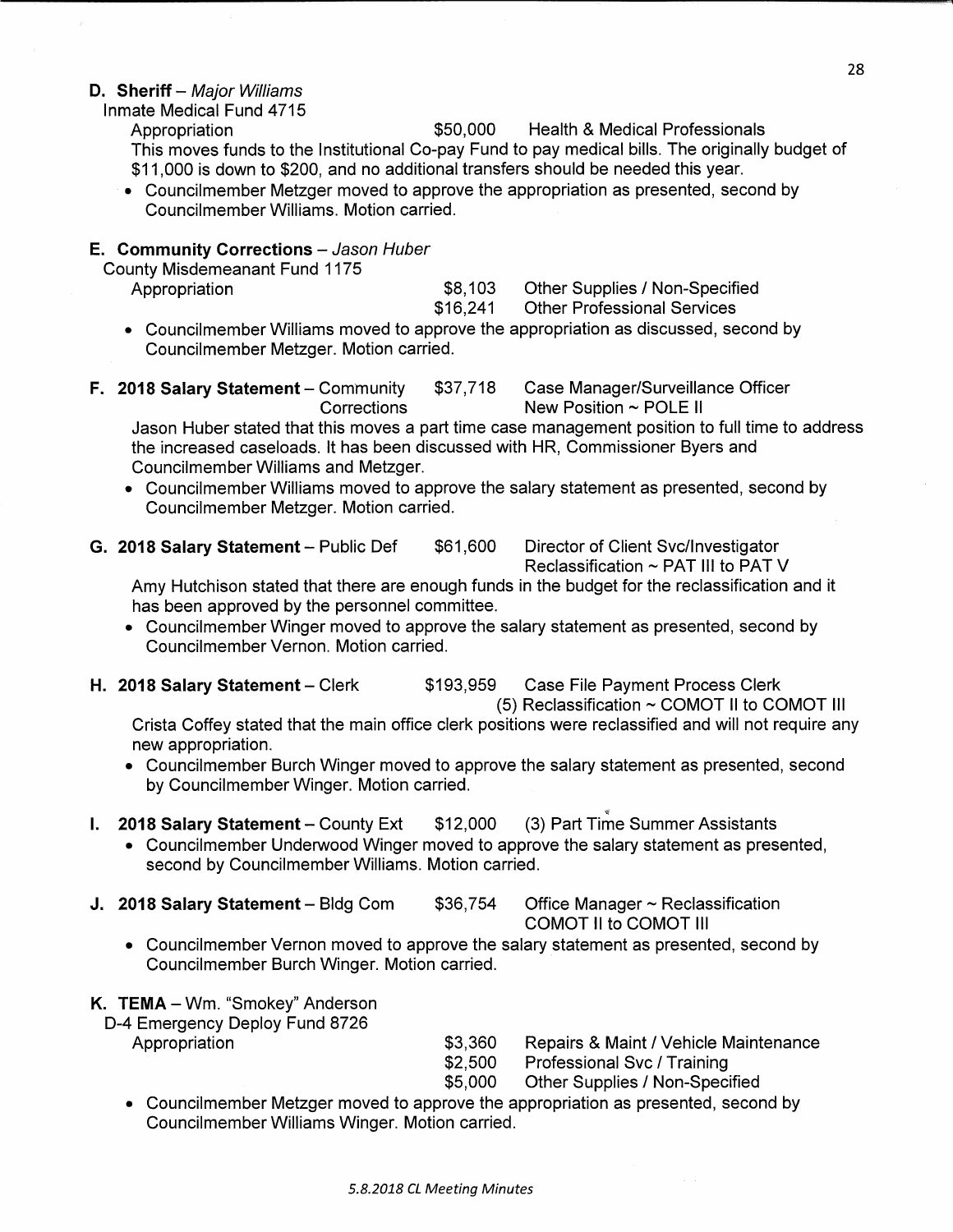**D. Sheriff** – *Major Williams*

Inmate Medical Fund 4715

Appropriation $50,000 Health & Medical Professionals

This moves funds to the Institutional Co-pay Fund to pay medical bills. The originally budget of $11,000 is down to $200, and no additional transfers should be needed this year.

- Councilmember Metzger moved to approve the appropriation as presented, second by Councilmember Williams. Motion carried.

**E. Community Corrections** – *Jason Huber*

County Misdemeanant Fund 1175

Appropriation $8,103 Other Supplies / Non-Specified
$16,241 Other Professional Services

- Councilmember Williams moved to approve the appropriation as discussed, second by Councilmember Metzger. Motion carried.

**F. 2018 Salary Statement** – Community Corrections $37,718 Case Manager/Surveillance Officer New Position ~ POLE II

Jason Huber stated that this moves a part time case management position to full time to address the increased caseloads. It has been discussed with HR, Commissioner Byers and Councilmember Williams and Metzger.

- Councilmember Williams moved to approve the salary statement as presented, second by Councilmember Metzger. Motion carried.

**G. 2018 Salary Statement** – Public Def $61,600 Director of Client Svc/Investigator Reclassification ~ PAT III to PAT V

Amy Hutchison stated that there are enough funds in the budget for the reclassification and it has been approved by the personnel committee.

- Councilmember Winger moved to approve the salary statement as presented, second by Councilmember Vernon. Motion carried.

**H. 2018 Salary Statement** – Clerk $193,959 Case File Payment Process Clerk (5) Reclassification ~ COMOT II to COMOT III

Crista Coffey stated that the main office clerk positions were reclassified and will not require any new appropriation.

- Councilmember Burch Winger moved to approve the salary statement as presented, second by Councilmember Winger. Motion carried.

**I. 2018 Salary Statement** – County Ext $12,000 (3) Part Time Summer Assistants

- Councilmember Underwood Winger moved to approve the salary statement as presented, second by Councilmember Williams. Motion carried.

**J. 2018 Salary Statement** – Bldg Com $36,754 Office Manager ~ Reclassification COMOT II to COMOT III

- Councilmember Vernon moved to approve the salary statement as presented, second by Councilmember Burch Winger. Motion carried.

**K. TEMA** – Wm. "Smokey" Anderson

D-4 Emergency Deploy Fund 8726

Appropriation $3,360 Repairs & Maint / Vehicle Maintenance
$2,500 Professional Svc / Training
$5,000 Other Supplies / Non-Specified

- Councilmember Metzger moved to approve the appropriation as presented, second by Councilmember Williams Winger. Motion carried.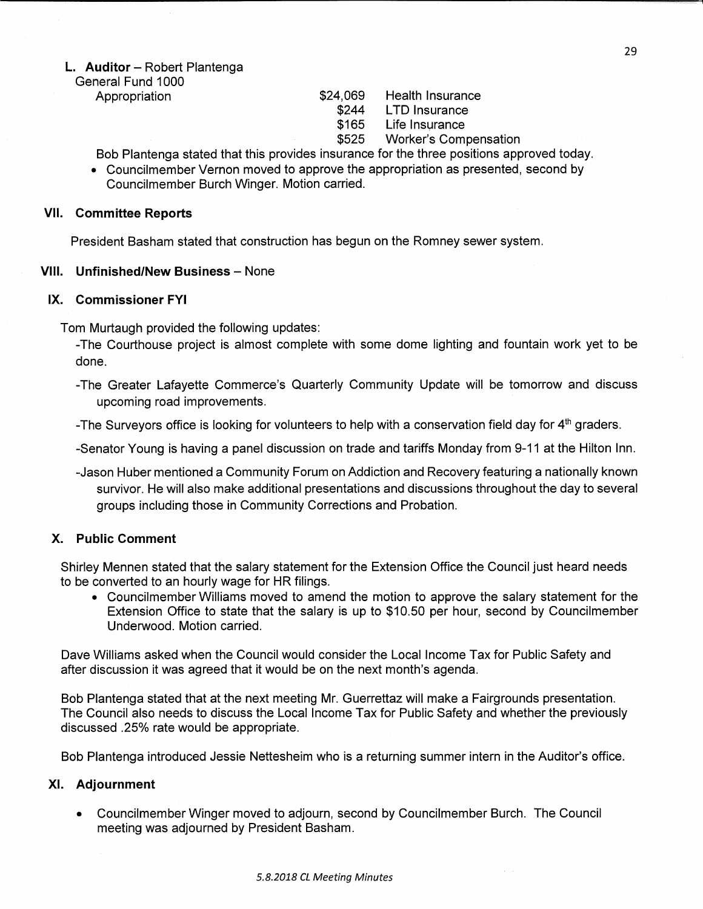**L. Auditor** – Robert Plantenga

General Fund 1000

| Appropriation | $24,069 | Health Insurance |
| --- | --- | --- |
| | $244 | LTD Insurance |
| | $165 | Life Insurance |
| | $525 | Worker's Compensation |

Bob Plantenga stated that this provides insurance for the three positions approved today.

- Councilmember Vernon moved to approve the appropriation as presented, second by Councilmember Burch Winger. Motion carried.

## VII. Committee Reports

President Basham stated that construction has begun on the Romney sewer system.

## VIII. Unfinished/New Business – None

## IX. Commissioner FYI

Tom Murtaugh provided the following updates:

-The Courthouse project is almost complete with some dome lighting and fountain work yet to be done.

-The Greater Lafayette Commerce's Quarterly Community Update will be tomorrow and discuss upcoming road improvements.

-The Surveyors office is looking for volunteers to help with a conservation field day for 4th graders.

-Senator Young is having a panel discussion on trade and tariffs Monday from 9-11 at the Hilton Inn.

-Jason Huber mentioned a Community Forum on Addiction and Recovery featuring a nationally known survivor. He will also make additional presentations and discussions throughout the day to several groups including those in Community Corrections and Probation.

## X. Public Comment

Shirley Mennen stated that the salary statement for the Extension Office the Council just heard needs to be converted to an hourly wage for HR filings.

- Councilmember Williams moved to amend the motion to approve the salary statement for the Extension Office to state that the salary is up to $10.50 per hour, second by Councilmember Underwood. Motion carried.

Dave Williams asked when the Council would consider the Local Income Tax for Public Safety and after discussion it was agreed that it would be on the next month's agenda.

Bob Plantenga stated that at the next meeting Mr. Guerrettaz will make a Fairgrounds presentation. The Council also needs to discuss the Local Income Tax for Public Safety and whether the previously discussed .25% rate would be appropriate.

Bob Plantenga introduced Jessie Nettesheim who is a returning summer intern in the Auditor's office.

## XI. Adjournment

- Councilmember Winger moved to adjourn, second by Councilmember Burch. The Council meeting was adjourned by President Basham.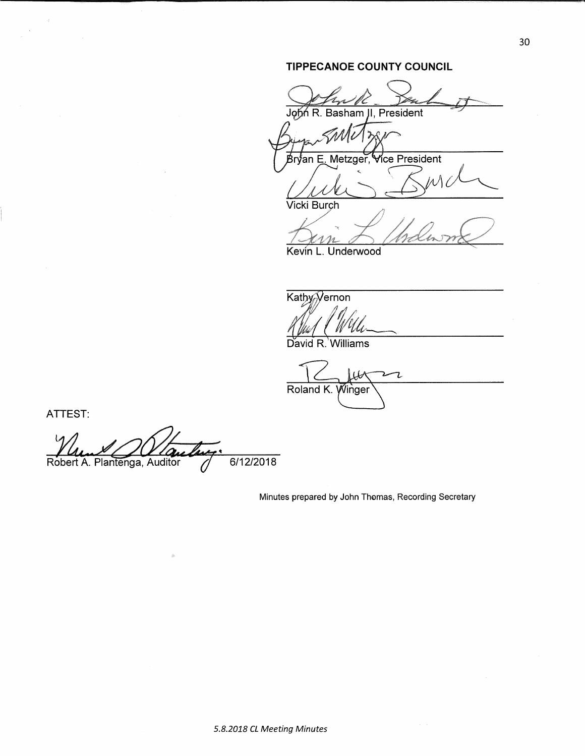**TIPPECANOE COUNTY COUNCIL**

John R. Basham II, President

Bryan E. Metzger, Vice President

Vicki Burch

Kevin L. Underwood

Kathy Vernon

David R. Williams

Roland K. Winger

ATTEST:

Robert A. Plantenga, Auditor 6/12/2018

Minutes prepared by John Thomas, Recording Secretary